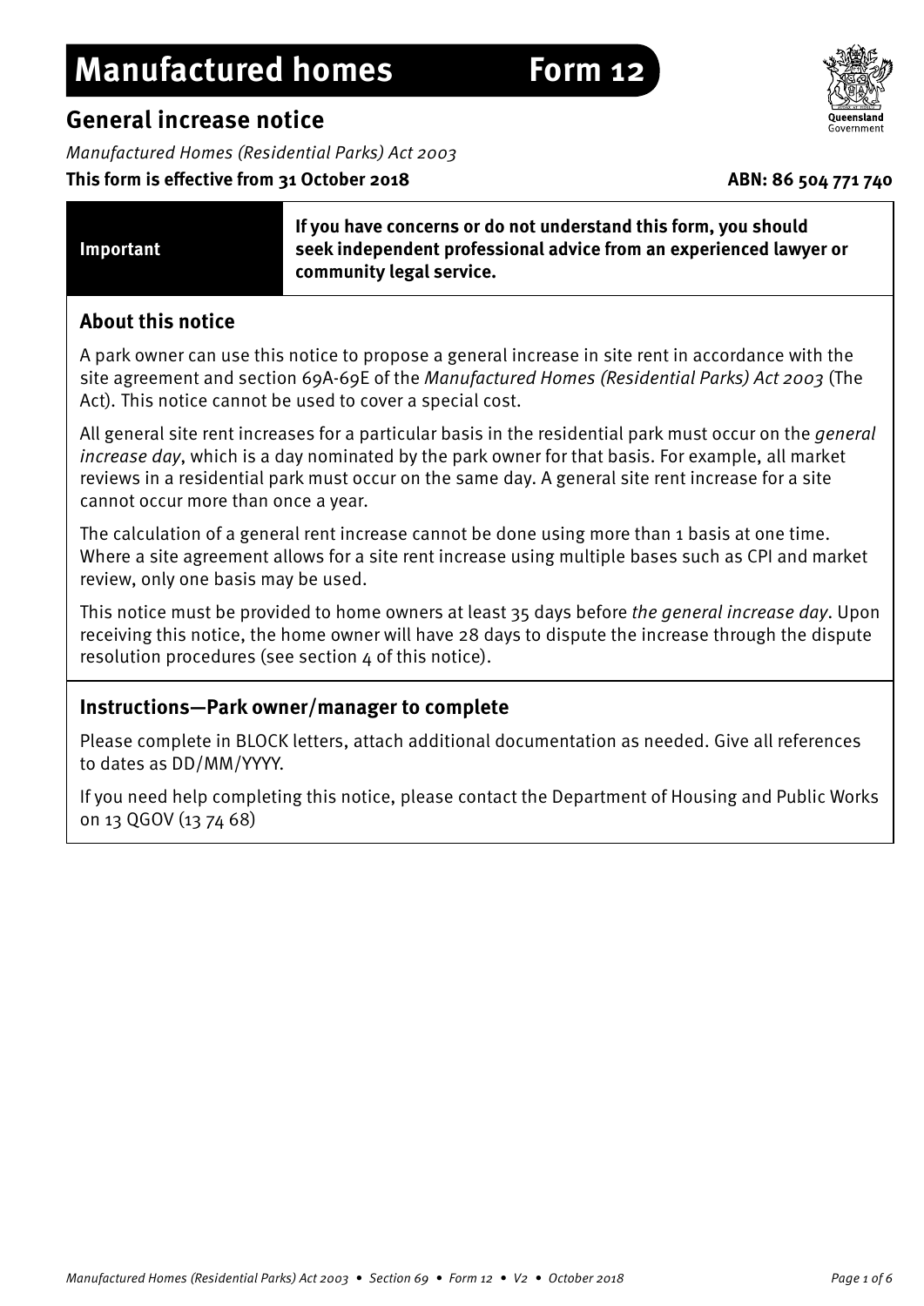# Manufactured homes Form 12

## General increase notice

*Manufactured Homes (Residential Parks) Act 2003*

**This form is effective from 31 October 2018** **ABN: 86 504 771 740**

| | |
|---|---|
| **Important** | **If you have concerns or do not understand this form, you should seek independent professional advice from an experienced lawyer or community legal service.** |

### About this notice

A park owner can use this notice to propose a general increase in site rent in accordance with the site agreement and section 69A-69E of the *Manufactured Homes (Residential Parks) Act 2003* (The Act). This notice cannot be used to cover a special cost.

All general site rent increases for a particular basis in the residential park must occur on the *general increase day*, which is a day nominated by the park owner for that basis. For example, all market reviews in a residential park must occur on the same day. A general site rent increase for a site cannot occur more than once a year.

The calculation of a general rent increase cannot be done using more than 1 basis at one time. Where a site agreement allows for a site rent increase using multiple bases such as CPI and market review, only one basis may be used.

This notice must be provided to home owners at least 35 days before *the general increase day*. Upon receiving this notice, the home owner will have 28 days to dispute the increase through the dispute resolution procedures (see section 4 of this notice).

### Instructions—Park owner/manager to complete

Please complete in BLOCK letters, attach additional documentation as needed. Give all references to dates as DD/MM/YYYY.

If you need help completing this notice, please contact the Department of Housing and Public Works on 13 QGOV (13 74 68)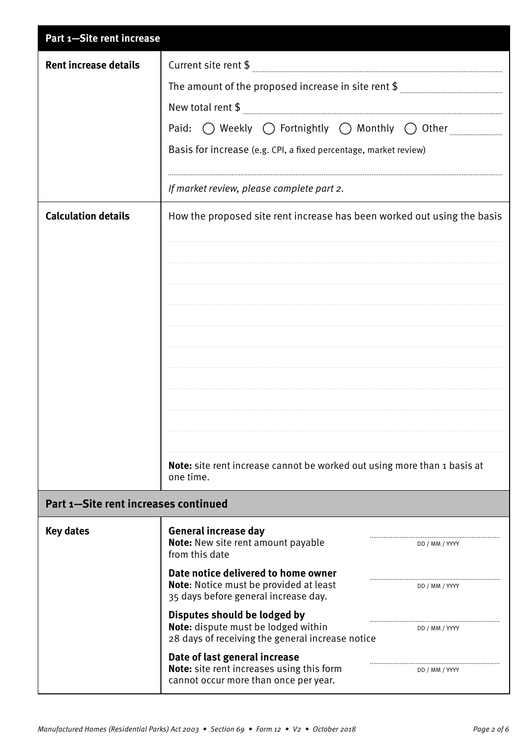## Part 1—Site rent increase

| | |
|---|---|
| **Rent increase details** | Current site rent $ ............<br>The amount of the proposed increase in site rent $ ............<br>New total rent $ ............<br>Paid: ◯ Weekly ◯ Fortnightly ◯ Monthly ◯ Other ............<br>Basis for increase (e.g. CPI, a fixed percentage, market review)<br>............<br>*If market review, please complete part 2.* |
| **Calculation details** | How the proposed site rent increase has been worked out using the basis<br>............<br>............<br>............<br>............<br>............<br>............<br>............<br>............<br>............<br>............<br>............<br>**Note:** site rent increase cannot be worked out using more than 1 basis at one time. |

## Part 1—Site rent increases continued

| | | |
|---|---|---|
| **Key dates** | **General increase day**<br>**Note:** New site rent amount payable from this date | ............ DD / MM / YYYY |
| | **Date notice delivered to home owner**<br>**Note**: Notice must be provided at least 35 days before general increase day. | ............ DD / MM / YYYY |
| | **Disputes should be lodged by**<br>**Note:** dispute must be lodged within 28 days of receiving the general increase notice | ............ DD / MM / YYYY |
| | **Date of last general increase**<br>**Note:** site rent increases using this form cannot occur more than once per year. | ............ DD / MM / YYYY |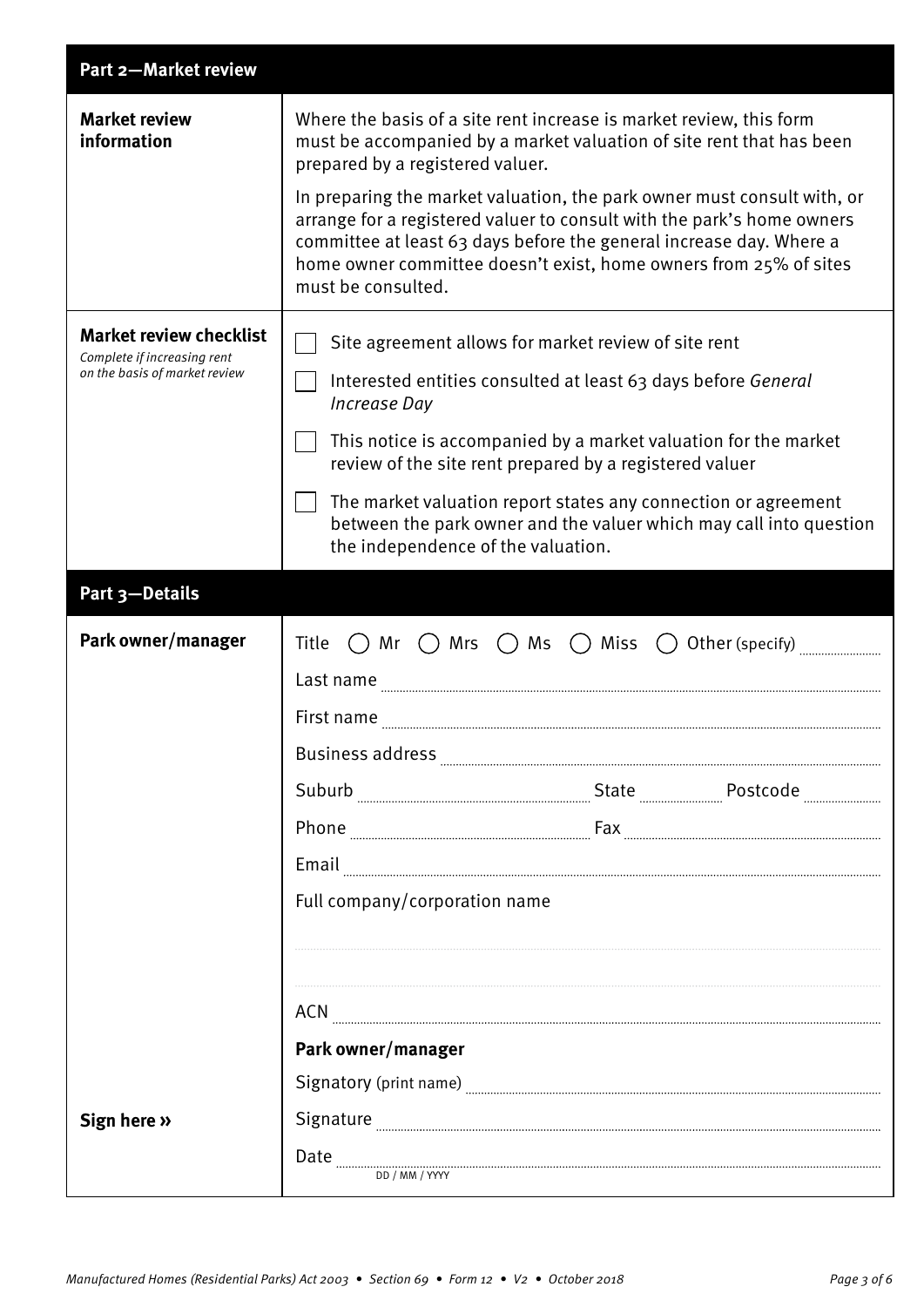## Part 2—Market review

**Market review information**

Where the basis of a site rent increase is market review, this form must be accompanied by a market valuation of site rent that has been prepared by a registered valuer.

In preparing the market valuation, the park owner must consult with, or arrange for a registered valuer to consult with the park's home owners committee at least 63 days before the general increase day. Where a home owner committee doesn't exist, home owners from 25% of sites must be consulted.

**Market review checklist**
*Complete if increasing rent on the basis of market review*

- ☐ Site agreement allows for market review of site rent
- ☐ Interested entities consulted at least 63 days before *General Increase Day*
- ☐ This notice is accompanied by a market valuation for the market review of the site rent prepared by a registered valuer
- ☐ The market valuation report states any connection or agreement between the park owner and the valuer which may call into question the independence of the valuation.

## Part 3—Details

**Park owner/manager**

Title ◯ Mr ◯ Mrs ◯ Ms ◯ Miss ◯ Other (specify) ..........

Last name ..........

First name ..........

Business address ..........

Suburb .......... State .......... Postcode ..........

Phone .......... Fax ..........

Email ..........

Full company/corporation name

..........

..........

ACN ..........

**Park owner/manager**

Signatory (print name) ..........

**Sign here »**

Signature ..........

Date ..........
DD / MM / YYYY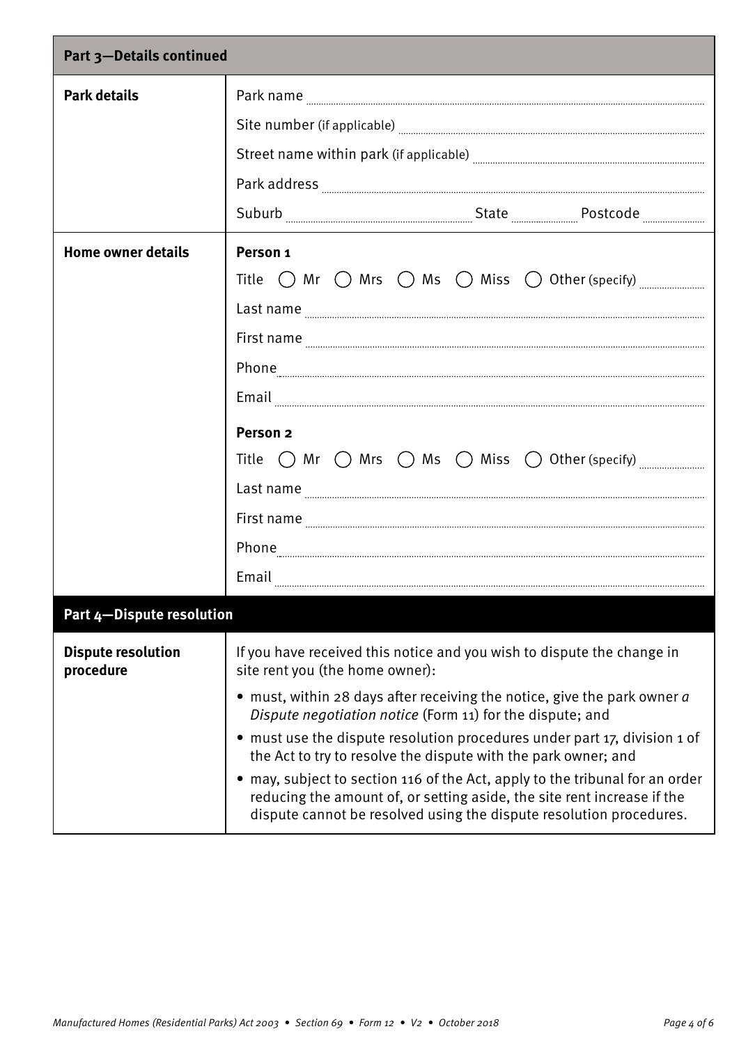## Part 3—Details continued

| | |
|---|---|
| **Park details** | Park name ..................<br>Site number (if applicable) ..................<br>Street name within park (if applicable) ..................<br>Park address ..................<br>Suburb .................. State .................. Postcode .................. |
| **Home owner details** | **Person 1**<br>Title ◯ Mr ◯ Mrs ◯ Ms ◯ Miss ◯ Other (specify) ..................<br>Last name ..................<br>First name ..................<br>Phone ..................<br>Email ..................<br><br>**Person 2**<br>Title ◯ Mr ◯ Mrs ◯ Ms ◯ Miss ◯ Other (specify) ..................<br>Last name ..................<br>First name ..................<br>Phone ..................<br>Email .................. |

## Part 4—Dispute resolution

| | |
|---|---|
| **Dispute resolution procedure** | If you have received this notice and you wish to dispute the change in site rent you (the home owner):<br>• must, within 28 days after receiving the notice, give the park owner *a Dispute negotiation notice* (Form 11) for the dispute; and<br>• must use the dispute resolution procedures under part 17, division 1 of the Act to try to resolve the dispute with the park owner; and<br>• may, subject to section 116 of the Act, apply to the tribunal for an order reducing the amount of, or setting aside, the site rent increase if the dispute cannot be resolved using the dispute resolution procedures. |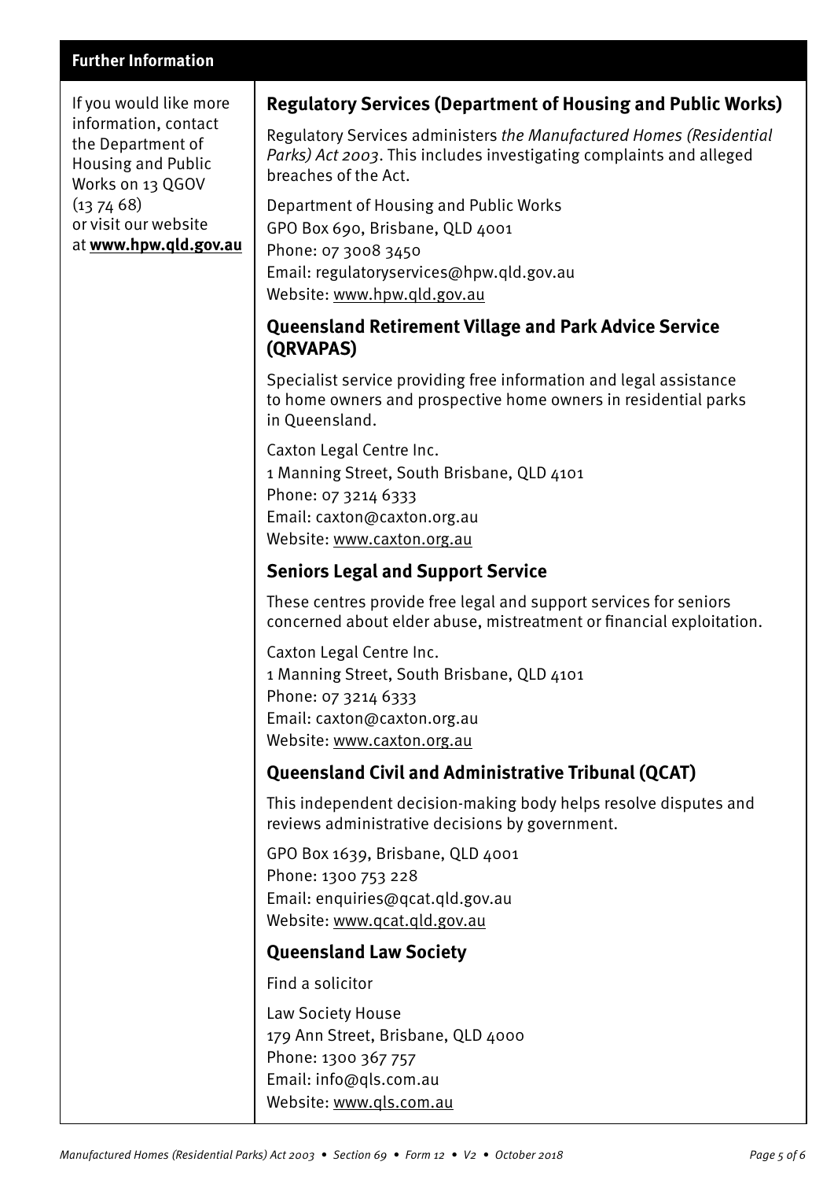## Further Information

If you would like more information, contact the Department of Housing and Public Works on 13 QGOV (13 74 68) or visit our website at **www.hpw.qld.gov.au**

### Regulatory Services (Department of Housing and Public Works)

Regulatory Services administers *the Manufactured Homes (Residential Parks) Act 2003*. This includes investigating complaints and alleged breaches of the Act.

Department of Housing and Public Works
GPO Box 690, Brisbane, QLD 4001
Phone: 07 3008 3450
Email: regulatoryservices@hpw.qld.gov.au
Website: www.hpw.qld.gov.au

### Queensland Retirement Village and Park Advice Service (QRVAPAS)

Specialist service providing free information and legal assistance to home owners and prospective home owners in residential parks in Queensland.

Caxton Legal Centre Inc.
1 Manning Street, South Brisbane, QLD 4101
Phone: 07 3214 6333
Email: caxton@caxton.org.au
Website: www.caxton.org.au

### Seniors Legal and Support Service

These centres provide free legal and support services for seniors concerned about elder abuse, mistreatment or financial exploitation.

Caxton Legal Centre Inc.
1 Manning Street, South Brisbane, QLD 4101
Phone: 07 3214 6333
Email: caxton@caxton.org.au
Website: www.caxton.org.au

### Queensland Civil and Administrative Tribunal (QCAT)

This independent decision-making body helps resolve disputes and reviews administrative decisions by government.

GPO Box 1639, Brisbane, QLD 4001
Phone: 1300 753 228
Email: enquiries@qcat.qld.gov.au
Website: www.qcat.qld.gov.au

### Queensland Law Society

Find a solicitor

Law Society House
179 Ann Street, Brisbane, QLD 4000
Phone: 1300 367 757
Email: info@qls.com.au
Website: www.qls.com.au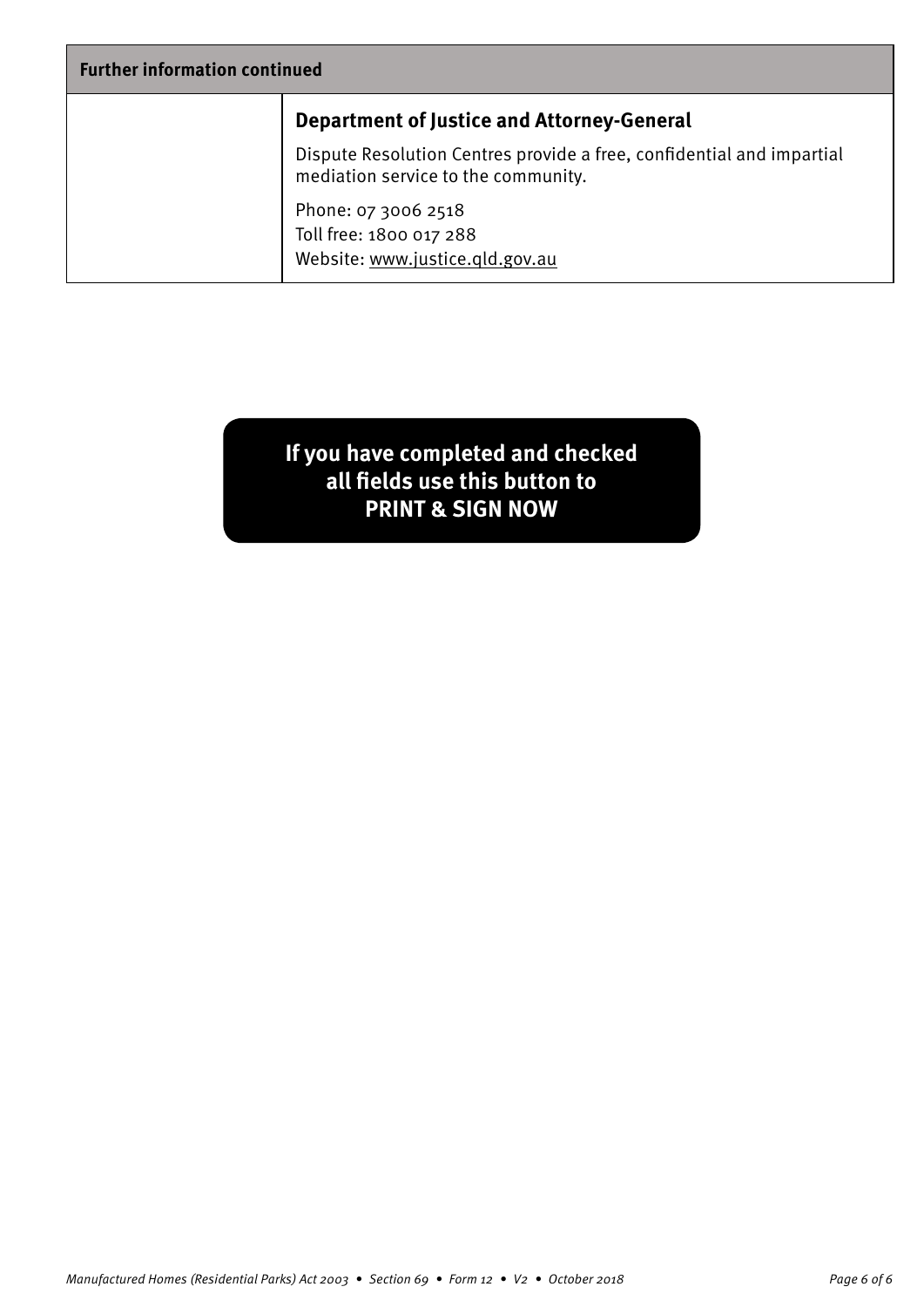| Further information continued | |
| --- | --- |
| | **Department of Justice and Attorney-General**<br>Dispute Resolution Centres provide a free, confidential and impartial mediation service to the community.<br>Phone: 07 3006 2518<br>Toll free: 1800 017 288<br>Website: www.justice.qld.gov.au |

**If you have completed and checked all fields use this button to PRINT & SIGN NOW**

*Manufactured Homes (Residential Parks) Act 2003 • Section 69 • Form 12 • V2 • October 2018*